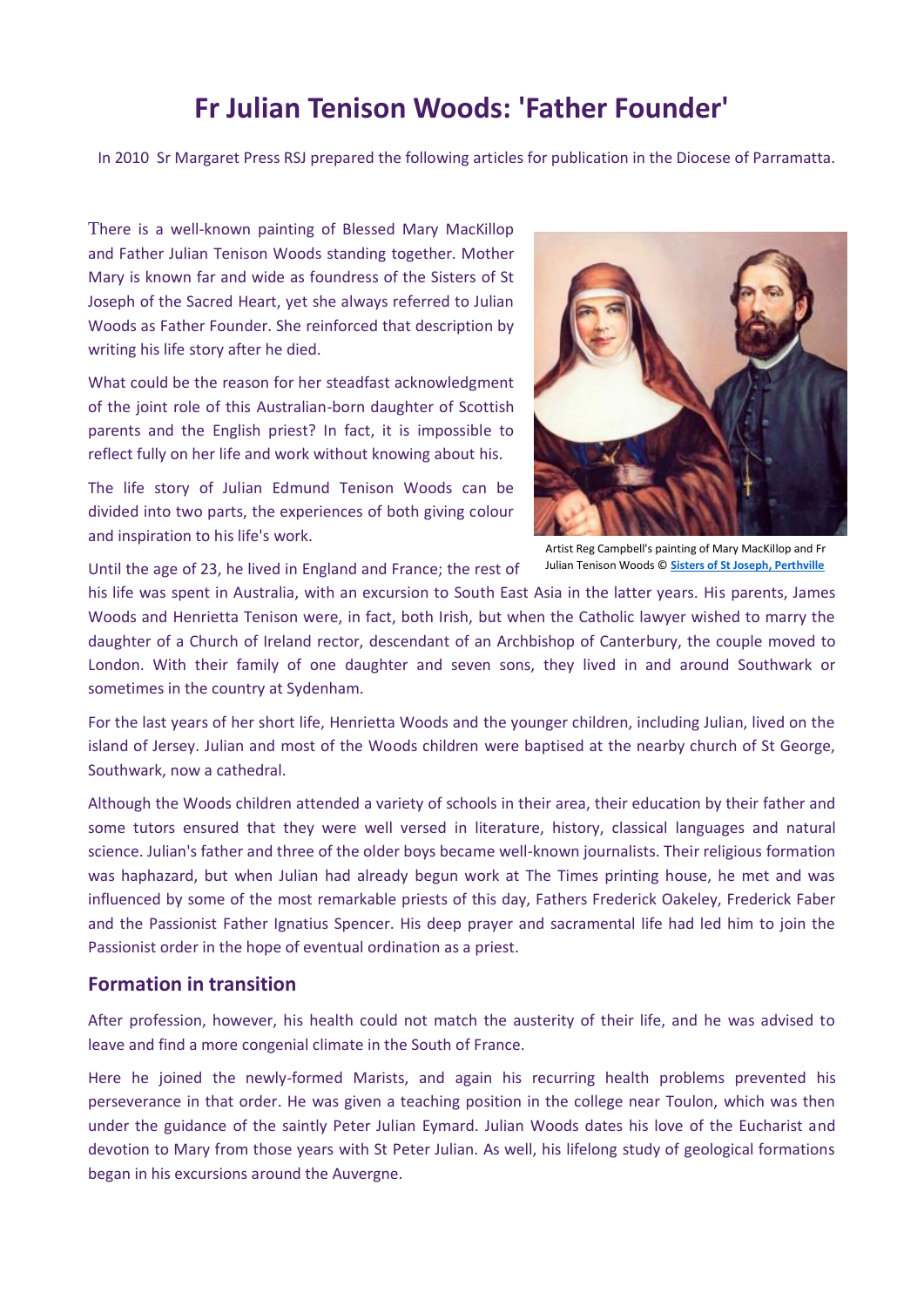# Fr Julian Tenison Woods: 'Father Founder'

In 2010 Sr Margaret Press RSJ prepared the following articles for publication in the Diocese of Parramatta.

There is a well-known painting of Blessed Mary MacKillop and Father Julian Tenison Woods standing together. Mother Mary is known far and wide as foundress of the Sisters of St Joseph of the Sacred Heart, yet she always referred to Julian Woods as Father Founder. She reinforced that description by writing his life story after he died.

What could be the reason for her steadfast acknowledgment of the joint role of this Australian-born daughter of Scottish parents and the English priest? In fact, it is impossible to reflect fully on her life and work without knowing about his.

The life story of Julian Edmund Tenison Woods can be divided into two parts, the experiences of both giving colour and inspiration to his life's work.

Artist Reg Campbell's painting of Mary MacKillop and Fr Julian Tenison Woods © Sisters of St Joseph, Perthville

Until the age of 23, he lived in England and France; the rest of his life was spent in Australia, with an excursion to South East Asia in the latter years. His parents, James Woods and Henrietta Tenison were, in fact, both Irish, but when the Catholic lawyer wished to marry the daughter of a Church of Ireland rector, descendant of an Archbishop of Canterbury, the couple moved to London. With their family of one daughter and seven sons, they lived in and around Southwark or sometimes in the country at Sydenham.

For the last years of her short life, Henrietta Woods and the younger children, including Julian, lived on the island of Jersey. Julian and most of the Woods children were baptised at the nearby church of St George, Southwark, now a cathedral.

Although the Woods children attended a variety of schools in their area, their education by their father and some tutors ensured that they were well versed in literature, history, classical languages and natural science. Julian's father and three of the older boys became well-known journalists. Their religious formation was haphazard, but when Julian had already begun work at The Times printing house, he met and was influenced by some of the most remarkable priests of this day, Fathers Frederick Oakeley, Frederick Faber and the Passionist Father Ignatius Spencer. His deep prayer and sacramental life had led him to join the Passionist order in the hope of eventual ordination as a priest.

## Formation in transition

After profession, however, his health could not match the austerity of their life, and he was advised to leave and find a more congenial climate in the South of France.

Here he joined the newly-formed Marists, and again his recurring health problems prevented his perseverance in that order. He was given a teaching position in the college near Toulon, which was then under the guidance of the saintly Peter Julian Eymard. Julian Woods dates his love of the Eucharist and devotion to Mary from those years with St Peter Julian. As well, his lifelong study of geological formations began in his excursions around the Auvergne.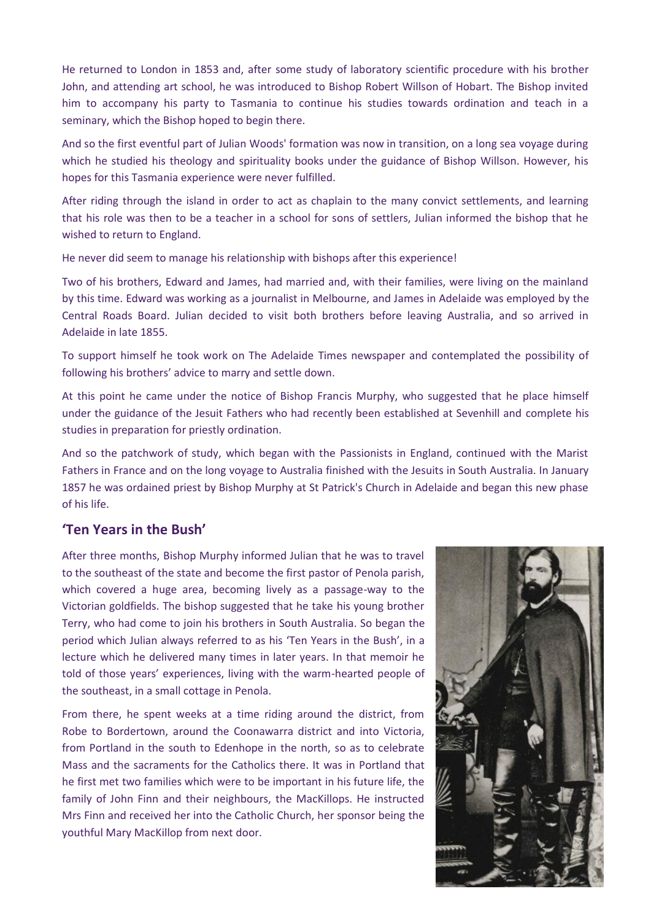He returned to London in 1853 and, after some study of laboratory scientific procedure with his brother John, and attending art school, he was introduced to Bishop Robert Willson of Hobart. The Bishop invited him to accompany his party to Tasmania to continue his studies towards ordination and teach in a seminary, which the Bishop hoped to begin there.

And so the first eventful part of Julian Woods' formation was now in transition, on a long sea voyage during which he studied his theology and spirituality books under the guidance of Bishop Willson. However, his hopes for this Tasmania experience were never fulfilled.

After riding through the island in order to act as chaplain to the many convict settlements, and learning that his role was then to be a teacher in a school for sons of settlers, Julian informed the bishop that he wished to return to England.

He never did seem to manage his relationship with bishops after this experience!

Two of his brothers, Edward and James, had married and, with their families, were living on the mainland by this time. Edward was working as a journalist in Melbourne, and James in Adelaide was employed by the Central Roads Board. Julian decided to visit both brothers before leaving Australia, and so arrived in Adelaide in late 1855.

To support himself he took work on The Adelaide Times newspaper and contemplated the possibility of following his brothers' advice to marry and settle down.

At this point he came under the notice of Bishop Francis Murphy, who suggested that he place himself under the guidance of the Jesuit Fathers who had recently been established at Sevenhill and complete his studies in preparation for priestly ordination.

And so the patchwork of study, which began with the Passionists in England, continued with the Marist Fathers in France and on the long voyage to Australia finished with the Jesuits in South Australia. In January 1857 he was ordained priest by Bishop Murphy at St Patrick's Church in Adelaide and began this new phase of his life.

## 'Ten Years in the Bush'

After three months, Bishop Murphy informed Julian that he was to travel to the southeast of the state and become the first pastor of Penola parish, which covered a huge area, becoming lively as a passage-way to the Victorian goldfields. The bishop suggested that he take his young brother Terry, who had come to join his brothers in South Australia. So began the period which Julian always referred to as his 'Ten Years in the Bush', in a lecture which he delivered many times in later years. In that memoir he told of those years' experiences, living with the warm-hearted people of the southeast, in a small cottage in Penola.

From there, he spent weeks at a time riding around the district, from Robe to Bordertown, around the Coonawarra district and into Victoria, from Portland in the south to Edenhope in the north, so as to celebrate Mass and the sacraments for the Catholics there. It was in Portland that he first met two families which were to be important in his future life, the family of John Finn and their neighbours, the MacKillops. He instructed Mrs Finn and received her into the Catholic Church, her sponsor being the youthful Mary MacKillop from next door.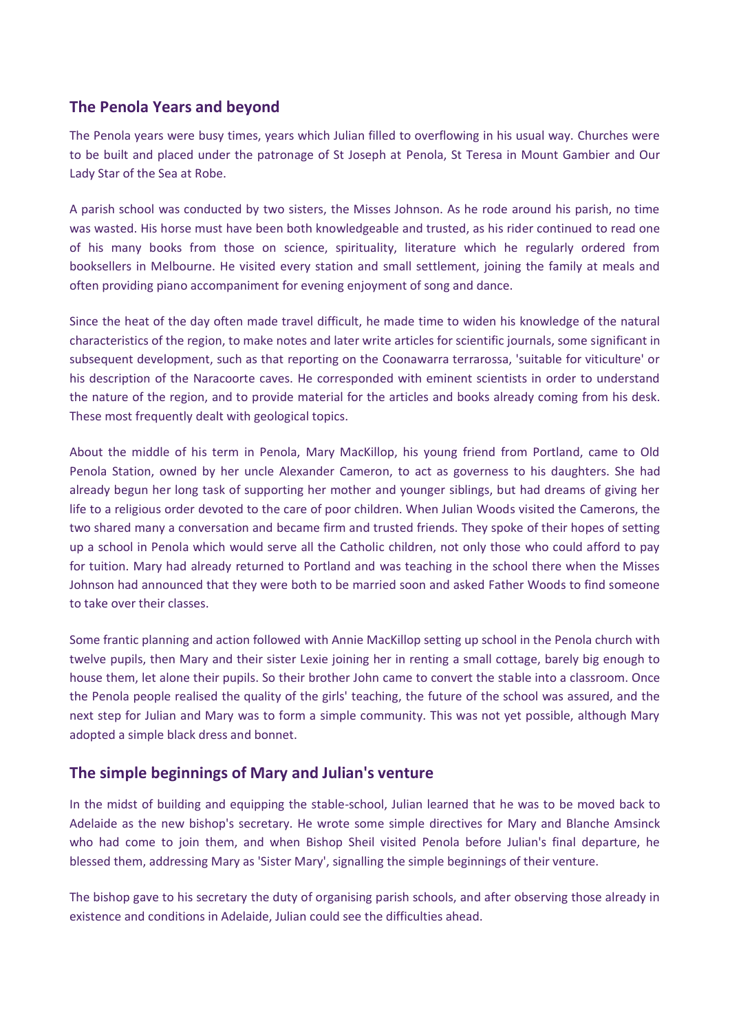## The Penola Years and beyond

The Penola years were busy times, years which Julian filled to overflowing in his usual way. Churches were to be built and placed under the patronage of St Joseph at Penola, St Teresa in Mount Gambier and Our Lady Star of the Sea at Robe.

A parish school was conducted by two sisters, the Misses Johnson. As he rode around his parish, no time was wasted. His horse must have been both knowledgeable and trusted, as his rider continued to read one of his many books from those on science, spirituality, literature which he regularly ordered from booksellers in Melbourne. He visited every station and small settlement, joining the family at meals and often providing piano accompaniment for evening enjoyment of song and dance.

Since the heat of the day often made travel difficult, he made time to widen his knowledge of the natural characteristics of the region, to make notes and later write articles for scientific journals, some significant in subsequent development, such as that reporting on the Coonawarra terrarossa, 'suitable for viticulture' or his description of the Naracoorte caves. He corresponded with eminent scientists in order to understand the nature of the region, and to provide material for the articles and books already coming from his desk. These most frequently dealt with geological topics.

About the middle of his term in Penola, Mary MacKillop, his young friend from Portland, came to Old Penola Station, owned by her uncle Alexander Cameron, to act as governess to his daughters. She had already begun her long task of supporting her mother and younger siblings, but had dreams of giving her life to a religious order devoted to the care of poor children. When Julian Woods visited the Camerons, the two shared many a conversation and became firm and trusted friends. They spoke of their hopes of setting up a school in Penola which would serve all the Catholic children, not only those who could afford to pay for tuition. Mary had already returned to Portland and was teaching in the school there when the Misses Johnson had announced that they were both to be married soon and asked Father Woods to find someone to take over their classes.

Some frantic planning and action followed with Annie MacKillop setting up school in the Penola church with twelve pupils, then Mary and their sister Lexie joining her in renting a small cottage, barely big enough to house them, let alone their pupils. So their brother John came to convert the stable into a classroom. Once the Penola people realised the quality of the girls' teaching, the future of the school was assured, and the next step for Julian and Mary was to form a simple community. This was not yet possible, although Mary adopted a simple black dress and bonnet.

## The simple beginnings of Mary and Julian's venture

In the midst of building and equipping the stable-school, Julian learned that he was to be moved back to Adelaide as the new bishop's secretary. He wrote some simple directives for Mary and Blanche Amsinck who had come to join them, and when Bishop Sheil visited Penola before Julian's final departure, he blessed them, addressing Mary as 'Sister Mary', signalling the simple beginnings of their venture.

The bishop gave to his secretary the duty of organising parish schools, and after observing those already in existence and conditions in Adelaide, Julian could see the difficulties ahead.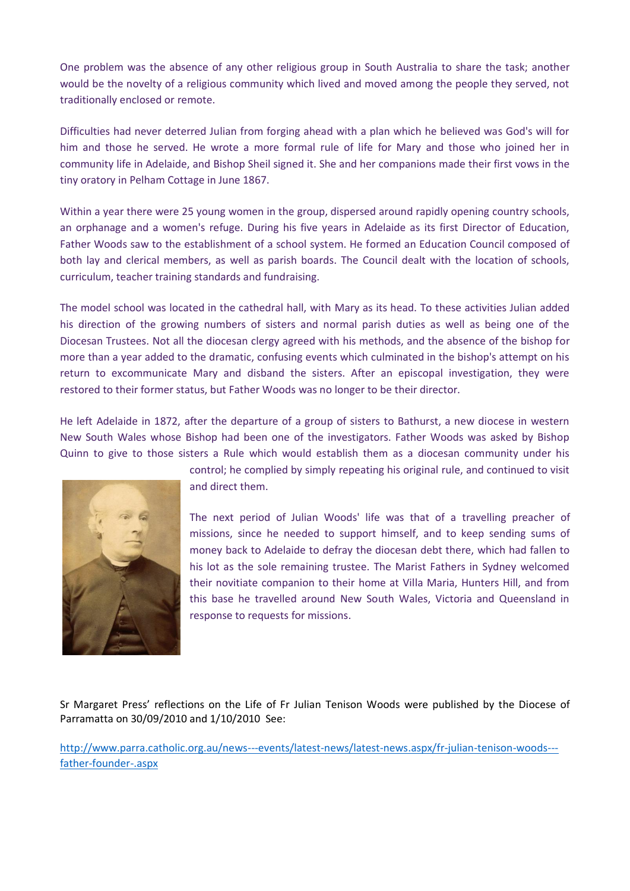One problem was the absence of any other religious group in South Australia to share the task; another would be the novelty of a religious community which lived and moved among the people they served, not traditionally enclosed or remote.

Difficulties had never deterred Julian from forging ahead with a plan which he believed was God's will for him and those he served. He wrote a more formal rule of life for Mary and those who joined her in community life in Adelaide, and Bishop Sheil signed it. She and her companions made their first vows in the tiny oratory in Pelham Cottage in June 1867.

Within a year there were 25 young women in the group, dispersed around rapidly opening country schools, an orphanage and a women's refuge. During his five years in Adelaide as its first Director of Education, Father Woods saw to the establishment of a school system. He formed an Education Council composed of both lay and clerical members, as well as parish boards. The Council dealt with the location of schools, curriculum, teacher training standards and fundraising.

The model school was located in the cathedral hall, with Mary as its head. To these activities Julian added his direction of the growing numbers of sisters and normal parish duties as well as being one of the Diocesan Trustees. Not all the diocesan clergy agreed with his methods, and the absence of the bishop for more than a year added to the dramatic, confusing events which culminated in the bishop's attempt on his return to excommunicate Mary and disband the sisters. After an episcopal investigation, they were restored to their former status, but Father Woods was no longer to be their director.

He left Adelaide in 1872, after the departure of a group of sisters to Bathurst, a new diocese in western New South Wales whose Bishop had been one of the investigators. Father Woods was asked by Bishop Quinn to give to those sisters a Rule which would establish them as a diocesan community under his control; he complied by simply repeating his original rule, and continued to visit and direct them.

The next period of Julian Woods' life was that of a travelling preacher of missions, since he needed to support himself, and to keep sending sums of money back to Adelaide to defray the diocesan debt there, which had fallen to his lot as the sole remaining trustee. The Marist Fathers in Sydney welcomed their novitiate companion to their home at Villa Maria, Hunters Hill, and from this base he travelled around New South Wales, Victoria and Queensland in response to requests for missions.

Sr Margaret Press' reflections on the Life of Fr Julian Tenison Woods were published by the Diocese of Parramatta on 30/09/2010 and 1/10/2010 See:

http://www.parra.catholic.org.au/news---events/latest-news/latest-news.aspx/fr-julian-tenison-woods---father-founder-.aspx